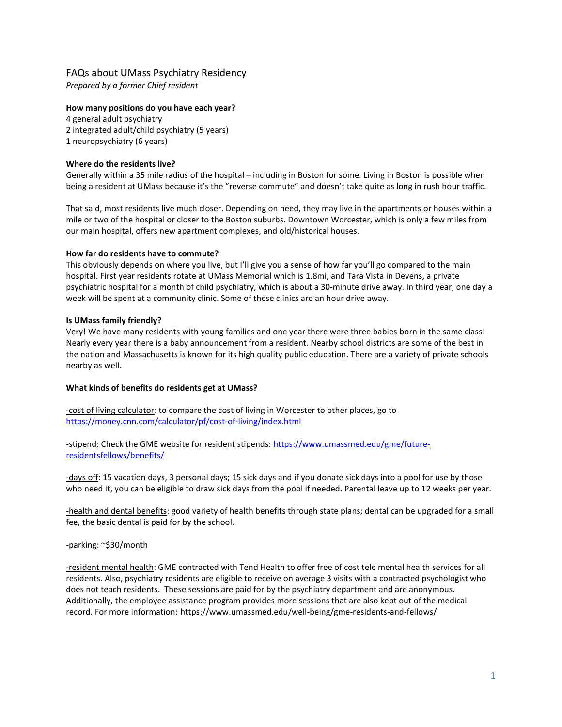# FAQs about UMass Psychiatry Residency

*Prepared by a former Chief resident*

**How many positions do you have each year?**

4 general adult psychiatry
2 integrated adult/child psychiatry (5 years)
1 neuropsychiatry (6 years)

**Where do the residents live?**

Generally within a 35 mile radius of the hospital – including in Boston for some. Living in Boston is possible when being a resident at UMass because it's the "reverse commute" and doesn't take quite as long in rush hour traffic.

That said, most residents live much closer. Depending on need, they may live in the apartments or houses within a mile or two of the hospital or closer to the Boston suburbs. Downtown Worcester, which is only a few miles from our main hospital, offers new apartment complexes, and old/historical houses.

**How far do residents have to commute?**

This obviously depends on where you live, but I'll give you a sense of how far you'll go compared to the main hospital. First year residents rotate at UMass Memorial which is 1.8mi, and Tara Vista in Devens, a private psychiatric hospital for a month of child psychiatry, which is about a 30-minute drive away. In third year, one day a week will be spent at a community clinic. Some of these clinics are an hour drive away.

**Is UMass family friendly?**

Very! We have many residents with young families and one year there were three babies born in the same class! Nearly every year there is a baby announcement from a resident. Nearby school districts are some of the best in the nation and Massachusetts is known for its high quality public education. There are a variety of private schools nearby as well.

**What kinds of benefits do residents get at UMass?**

<u>-cost of living calculator</u>: to compare the cost of living in Worcester to other places, go to [https://money.cnn.com/calculator/pf/cost-of-living/index.html](https://money.cnn.com/calculator/pf/cost-of-living/index.html)

<u>-stipend:</u> Check the GME website for resident stipends: [https://www.umassmed.edu/gme/future-residentsfellows/benefits/](https://www.umassmed.edu/gme/future-residentsfellows/benefits/)

<u>-days off</u>: 15 vacation days, 3 personal days; 15 sick days and if you donate sick days into a pool for use by those who need it, you can be eligible to draw sick days from the pool if needed. Parental leave up to 12 weeks per year.

<u>-health and dental benefits</u>: good variety of health benefits through state plans; dental can be upgraded for a small fee, the basic dental is paid for by the school.

<u>-parking</u>: ~$30/month

<u>-resident mental health</u>: GME contracted with Tend Health to offer free of cost tele mental health services for all residents. Also, psychiatry residents are eligible to receive on average 3 visits with a contracted psychologist who does not teach residents. These sessions are paid for by the psychiatry department and are anonymous. Additionally, the employee assistance program provides more sessions that are also kept out of the medical record. For more information: https://www.umassmed.edu/well-being/gme-residents-and-fellows/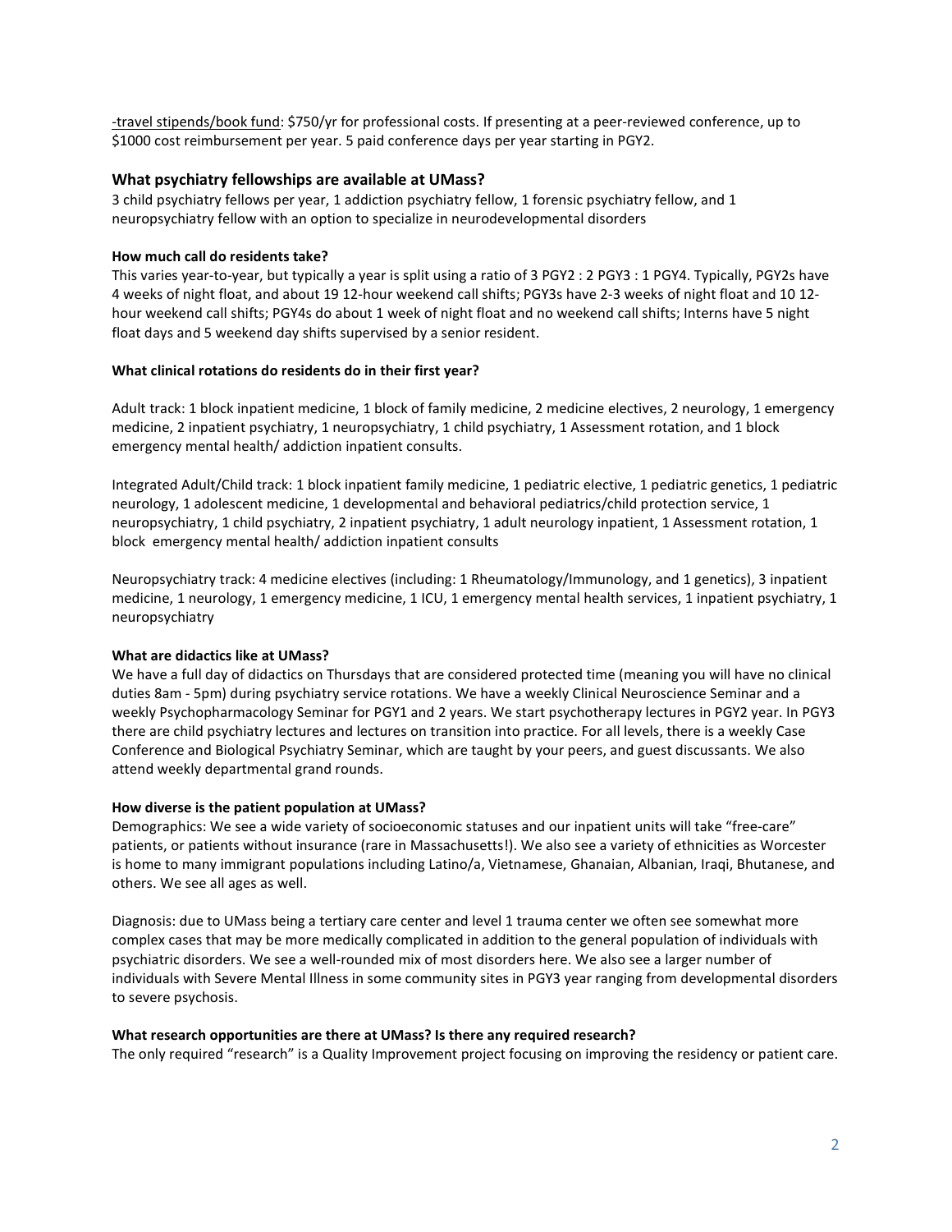<u>-travel stipends/book fund</u>: $750/yr for professional costs. If presenting at a peer-reviewed conference, up to $1000 cost reimbursement per year. 5 paid conference days per year starting in PGY2.

## What psychiatry fellowships are available at UMass?

3 child psychiatry fellows per year, 1 addiction psychiatry fellow, 1 forensic psychiatry fellow, and 1 neuropsychiatry fellow with an option to specialize in neurodevelopmental disorders

**How much call do residents take?**

This varies year-to-year, but typically a year is split using a ratio of 3 PGY2 : 2 PGY3 : 1 PGY4. Typically, PGY2s have 4 weeks of night float, and about 19 12-hour weekend call shifts; PGY3s have 2-3 weeks of night float and 10 12-hour weekend call shifts; PGY4s do about 1 week of night float and no weekend call shifts; Interns have 5 night float days and 5 weekend day shifts supervised by a senior resident.

**What clinical rotations do residents do in their first year?**

Adult track: 1 block inpatient medicine, 1 block of family medicine, 2 medicine electives, 2 neurology, 1 emergency medicine, 2 inpatient psychiatry, 1 neuropsychiatry, 1 child psychiatry, 1 Assessment rotation, and 1 block emergency mental health/ addiction inpatient consults.

Integrated Adult/Child track: 1 block inpatient family medicine, 1 pediatric elective, 1 pediatric genetics, 1 pediatric neurology, 1 adolescent medicine, 1 developmental and behavioral pediatrics/child protection service, 1 neuropsychiatry, 1 child psychiatry, 2 inpatient psychiatry, 1 adult neurology inpatient, 1 Assessment rotation, 1 block emergency mental health/ addiction inpatient consults

Neuropsychiatry track: 4 medicine electives (including: 1 Rheumatology/Immunology, and 1 genetics), 3 inpatient medicine, 1 neurology, 1 emergency medicine, 1 ICU, 1 emergency mental health services, 1 inpatient psychiatry, 1 neuropsychiatry

**What are didactics like at UMass?**

We have a full day of didactics on Thursdays that are considered protected time (meaning you will have no clinical duties 8am - 5pm) during psychiatry service rotations. We have a weekly Clinical Neuroscience Seminar and a weekly Psychopharmacology Seminar for PGY1 and 2 years. We start psychotherapy lectures in PGY2 year. In PGY3 there are child psychiatry lectures and lectures on transition into practice. For all levels, there is a weekly Case Conference and Biological Psychiatry Seminar, which are taught by your peers, and guest discussants. We also attend weekly departmental grand rounds.

**How diverse is the patient population at UMass?**

Demographics: We see a wide variety of socioeconomic statuses and our inpatient units will take "free-care" patients, or patients without insurance (rare in Massachusetts!). We also see a variety of ethnicities as Worcester is home to many immigrant populations including Latino/a, Vietnamese, Ghanaian, Albanian, Iraqi, Bhutanese, and others. We see all ages as well.

Diagnosis: due to UMass being a tertiary care center and level 1 trauma center we often see somewhat more complex cases that may be more medically complicated in addition to the general population of individuals with psychiatric disorders. We see a well-rounded mix of most disorders here. We also see a larger number of individuals with Severe Mental Illness in some community sites in PGY3 year ranging from developmental disorders to severe psychosis.

**What research opportunities are there at UMass? Is there any required research?**

The only required "research" is a Quality Improvement project focusing on improving the residency or patient care.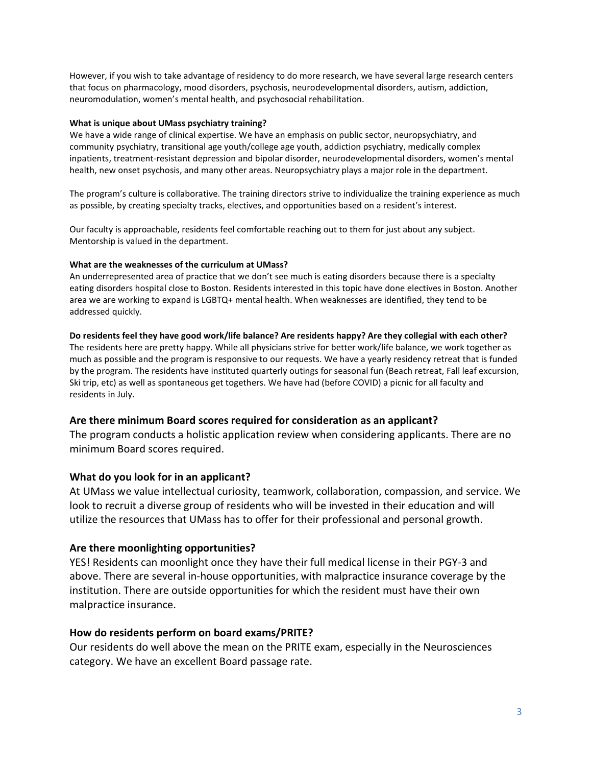However, if you wish to take advantage of residency to do more research, we have several large research centers that focus on pharmacology, mood disorders, psychosis, neurodevelopmental disorders, autism, addiction, neuromodulation, women's mental health, and psychosocial rehabilitation.

#### What is unique about UMass psychiatry training?

We have a wide range of clinical expertise. We have an emphasis on public sector, neuropsychiatry, and community psychiatry, transitional age youth/college age youth, addiction psychiatry, medically complex inpatients, treatment-resistant depression and bipolar disorder, neurodevelopmental disorders, women's mental health, new onset psychosis, and many other areas. Neuropsychiatry plays a major role in the department.

The program's culture is collaborative. The training directors strive to individualize the training experience as much as possible, by creating specialty tracks, electives, and opportunities based on a resident's interest.

Our faculty is approachable, residents feel comfortable reaching out to them for just about any subject. Mentorship is valued in the department.

#### What are the weaknesses of the curriculum at UMass?

An underrepresented area of practice that we don't see much is eating disorders because there is a specialty eating disorders hospital close to Boston. Residents interested in this topic have done electives in Boston. Another area we are working to expand is LGBTQ+ mental health. When weaknesses are identified, they tend to be addressed quickly.

#### Do residents feel they have good work/life balance? Are residents happy? Are they collegial with each other?

The residents here are pretty happy. While all physicians strive for better work/life balance, we work together as much as possible and the program is responsive to our requests. We have a yearly residency retreat that is funded by the program. The residents have instituted quarterly outings for seasonal fun (Beach retreat, Fall leaf excursion, Ski trip, etc) as well as spontaneous get togethers. We have had (before COVID) a picnic for all faculty and residents in July.

### Are there minimum Board scores required for consideration as an applicant?

The program conducts a holistic application review when considering applicants. There are no minimum Board scores required.

### What do you look for in an applicant?

At UMass we value intellectual curiosity, teamwork, collaboration, compassion, and service. We look to recruit a diverse group of residents who will be invested in their education and will utilize the resources that UMass has to offer for their professional and personal growth.

### Are there moonlighting opportunities?

YES! Residents can moonlight once they have their full medical license in their PGY-3 and above. There are several in-house opportunities, with malpractice insurance coverage by the institution. There are outside opportunities for which the resident must have their own malpractice insurance.

### How do residents perform on board exams/PRITE?

Our residents do well above the mean on the PRITE exam, especially in the Neurosciences category. We have an excellent Board passage rate.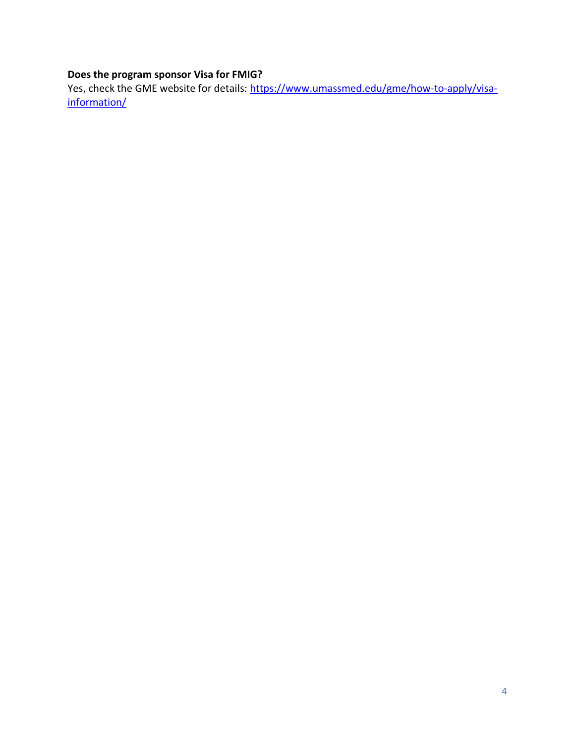**Does the program sponsor Visa for FMIG?**

Yes, check the GME website for details: [https://www.umassmed.edu/gme/how-to-apply/visa-information/](https://www.umassmed.edu/gme/how-to-apply/visa-information/)